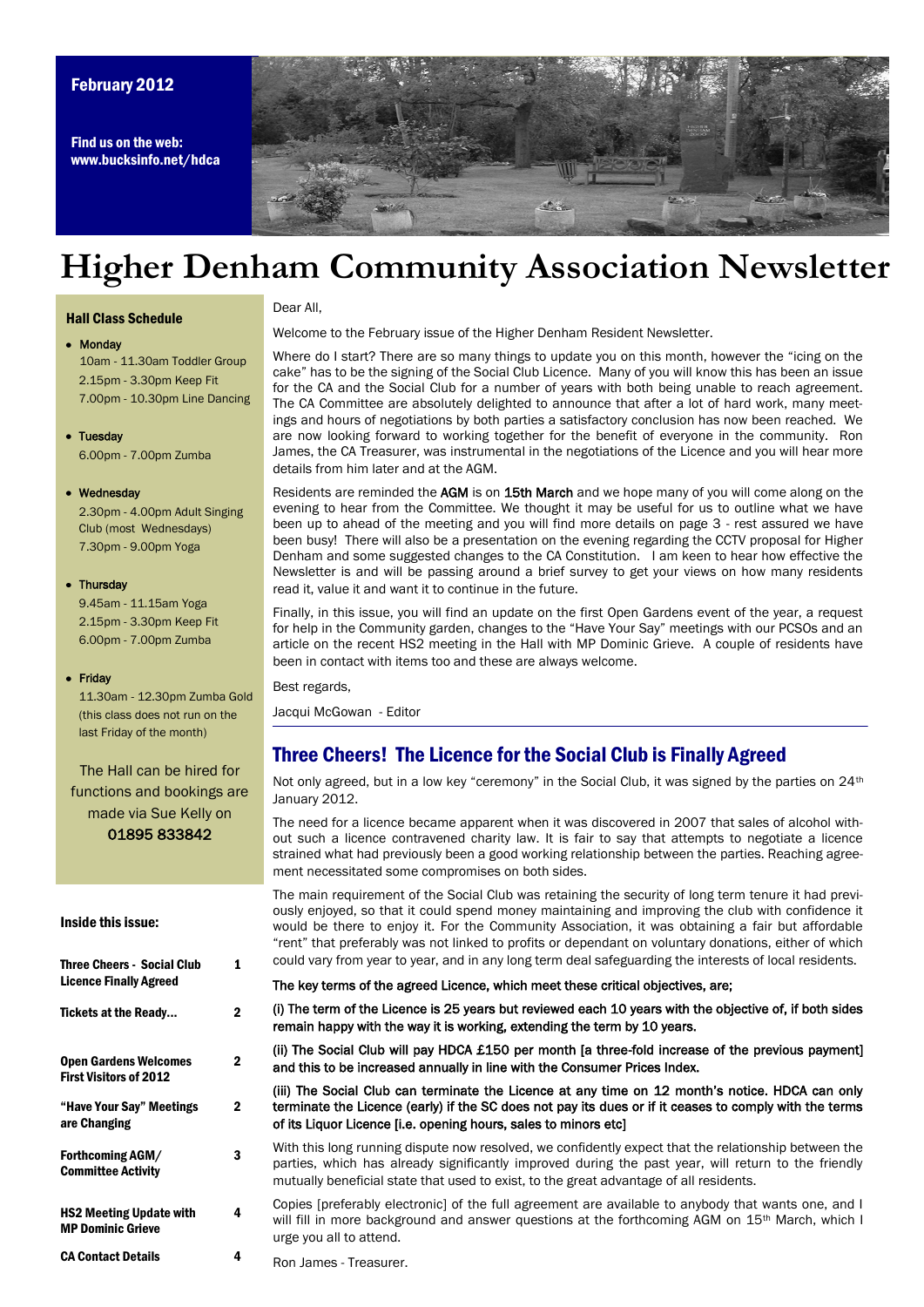February 2012

Find us on the web:
www.bucksinfo.net/hdca

# Higher Denham Community Association Newsletter

### Hall Class Schedule

- Monday
  10am - 11.30am Toddler Group
  2.15pm - 3.30pm Keep Fit
  7.00pm - 10.30pm Line Dancing

- Tuesday
  6.00pm - 7.00pm Zumba

- Wednesday
  2.30pm - 4.00pm Adult Singing Club (most Wednesdays)
  7.30pm - 9.00pm Yoga

- Thursday
  9.45am - 11.15am Yoga
  2.15pm - 3.30pm Keep Fit
  6.00pm - 7.00pm Zumba

- Friday
  11.30am - 12.30pm Zumba Gold (this class does not run on the last Friday of the month)

The Hall can be hired for functions and bookings are made via Sue Kelly on **01895 833842**

### Inside this issue:

| | |
|---|---|
| Three Cheers - Social Club Licence Finally Agreed | 1 |
| Tickets at the Ready... | 2 |
| Open Gardens Welcomes First Visitors of 2012 | 2 |
| "Have Your Say" Meetings are Changing | 2 |
| Forthcoming AGM/ Committee Activity | 3 |
| HS2 Meeting Update with MP Dominic Grieve | 4 |
| CA Contact Details | 4 |

Dear All,

Welcome to the February issue of the Higher Denham Resident Newsletter.

Where do I start? There are so many things to update you on this month, however the "icing on the cake" has to be the signing of the Social Club Licence. Many of you will know this has been an issue for the CA and the Social Club for a number of years with both being unable to reach agreement. The CA Committee are absolutely delighted to announce that after a lot of hard work, many meetings and hours of negotiations by both parties a satisfactory conclusion has now been reached. We are now looking forward to working together for the benefit of everyone in the community. Ron James, the CA Treasurer, was instrumental in the negotiations of the Licence and you will hear more details from him later and at the AGM.

Residents are reminded the AGM is on 15th March and we hope many of you will come along on the evening to hear from the Committee. We thought it may be useful for us to outline what we have been up to ahead of the meeting and you will find more details on page 3 - rest assured we have been busy! There will also be a presentation on the evening regarding the CCTV proposal for Higher Denham and some suggested changes to the CA Constitution. I am keen to hear how effective the Newsletter is and will be passing around a brief survey to get your views on how many residents read it, value it and want it to continue in the future.

Finally, in this issue, you will find an update on the first Open Gardens event of the year, a request for help in the Community garden, changes to the "Have Your Say" meetings with our PCSOs and an article on the recent HS2 meeting in the Hall with MP Dominic Grieve. A couple of residents have been in contact with items too and these are always welcome.

Best regards,

Jacqui McGowan - Editor

## Three Cheers! The Licence for the Social Club is Finally Agreed

Not only agreed, but in a low key "ceremony" in the Social Club, it was signed by the parties on 24th January 2012.

The need for a licence became apparent when it was discovered in 2007 that sales of alcohol without such a licence contravened charity law. It is fair to say that attempts to negotiate a licence strained what had previously been a good working relationship between the parties. Reaching agreement necessitated some compromises on both sides.

The main requirement of the Social Club was retaining the security of long term tenure it had previously enjoyed, so that it could spend money maintaining and improving the club with confidence it would be there to enjoy it. For the Community Association, it was obtaining a fair but affordable "rent" that preferably was not linked to profits or dependant on voluntary donations, either of which could vary from year to year, and in any long term deal safeguarding the interests of local residents.

**The key terms of the agreed Licence, which meet these critical objectives, are;**

**(i) The term of the Licence is 25 years but reviewed each 10 years with the objective of, if both sides remain happy with the way it is working, extending the term by 10 years.**

**(ii) The Social Club will pay HDCA £150 per month [a three-fold increase of the previous payment] and this to be increased annually in line with the Consumer Prices Index.**

**(iii) The Social Club can terminate the Licence at any time on 12 month's notice. HDCA can only terminate the Licence (early) if the SC does not pay its dues or if it ceases to comply with the terms of its Liquor Licence [i.e. opening hours, sales to minors etc]**

With this long running dispute now resolved, we confidently expect that the relationship between the parties, which has already significantly improved during the past year, will return to the friendly mutually beneficial state that used to exist, to the great advantage of all residents.

Copies [preferably electronic] of the full agreement are available to anybody that wants one, and I will fill in more background and answer questions at the forthcoming AGM on 15th March, which I urge you all to attend.

Ron James - Treasurer.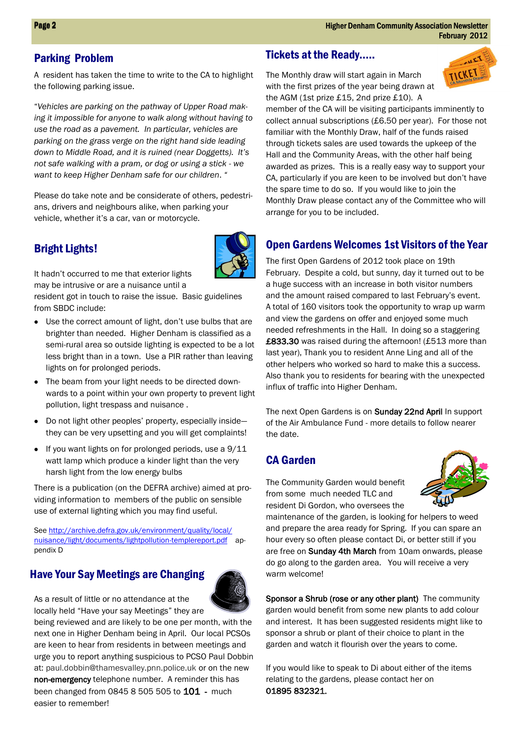## Parking Problem

A resident has taken the time to write to the CA to highlight the following parking issue.

*"Vehicles are parking on the pathway of Upper Road making it impossible for anyone to walk along without having to use the road as a pavement. In particular, vehicles are parking on the grass verge on the right hand side leading down to Middle Road, and it is ruined (near Doggetts). It's not safe walking with a pram, or dog or using a stick - we want to keep Higher Denham safe for our children. "*

Please do take note and be considerate of others, pedestrians, drivers and neighbours alike, when parking your vehicle, whether it's a car, van or motorcycle.

## Bright Lights!

It hadn't occurred to me that exterior lights may be intrusive or are a nuisance until a resident got in touch to raise the issue. Basic guidelines from SBDC include:

- Use the correct amount of light, don't use bulbs that are brighter than needed. Higher Denham is classified as a semi-rural area so outside lighting is expected to be a lot less bright than in a town. Use a PIR rather than leaving lights on for prolonged periods.
- The beam from your light needs to be directed downwards to a point within your own property to prevent light pollution, light trespass and nuisance .
- Do not light other peoples' property, especially inside—they can be very upsetting and you will get complaints!
- If you want lights on for prolonged periods, use a 9/11 watt lamp which produce a kinder light than the very harsh light from the low energy bulbs

There is a publication (on the DEFRA archive) aimed at providing information to members of the public on sensible use of external lighting which you may find useful.

See http://archive.defra.gov.uk/environment/quality/local/nuisance/light/documents/lightpollution-templereport.pdf appendix D

## Have Your Say Meetings are Changing

As a result of little or no attendance at the locally held "Have your say Meetings" they are being reviewed and are likely to be one per month, with the next one in Higher Denham being in April. Our local PCSOs are keen to hear from residents in between meetings and urge you to report anything suspicious to PCSO Paul Dobbin at: paul.dobbin@thamesvalley.pnn.police.uk or on the new **non-emergency** telephone number. A reminder this has been changed from 0845 8 505 505 to **101** - much easier to remember!

## Tickets at the Ready.....

The Monthly draw will start again in March with the first prizes of the year being drawn at the AGM (1st prize £15, 2nd prize £10). A member of the CA will be visiting participants imminently to collect annual subscriptions (£6.50 per year). For those not familiar with the Monthly Draw, half of the funds raised through tickets sales are used towards the upkeep of the Hall and the Community Areas, with the other half being awarded as prizes. This is a really easy way to support your CA, particularly if you are keen to be involved but don't have the spare time to do so. If you would like to join the Monthly Draw please contact any of the Committee who will arrange for you to be included.

## Open Gardens Welcomes 1st Visitors of the Year

The first Open Gardens of 2012 took place on 19th February. Despite a cold, but sunny, day it turned out to be a huge success with an increase in both visitor numbers and the amount raised compared to last February's event. A total of 160 visitors took the opportunity to wrap up warm and view the gardens on offer and enjoyed some much needed refreshments in the Hall. In doing so a staggering **£833.30** was raised during the afternoon! (£513 more than last year), Thank you to resident Anne Ling and all of the other helpers who worked so hard to make this a success. Also thank you to residents for bearing with the unexpected influx of traffic into Higher Denham.

The next Open Gardens is on **Sunday 22nd April** In support of the Air Ambulance Fund - more details to follow nearer the date.

## CA Garden

The Community Garden would benefit from some much needed TLC and resident Di Gordon, who oversees the maintenance of the garden, is looking for helpers to weed and prepare the area ready for Spring. If you can spare an hour every so often please contact Di, or better still if you are free on **Sunday 4th March** from 10am onwards, please do go along to the garden area. You will receive a very warm welcome!

**Sponsor a Shrub (rose or any other plant)** The community garden would benefit from some new plants to add colour and interest. It has been suggested residents might like to sponsor a shrub or plant of their choice to plant in the garden and watch it flourish over the years to come.

If you would like to speak to Di about either of the items relating to the gardens, please contact her on **01895 832321.**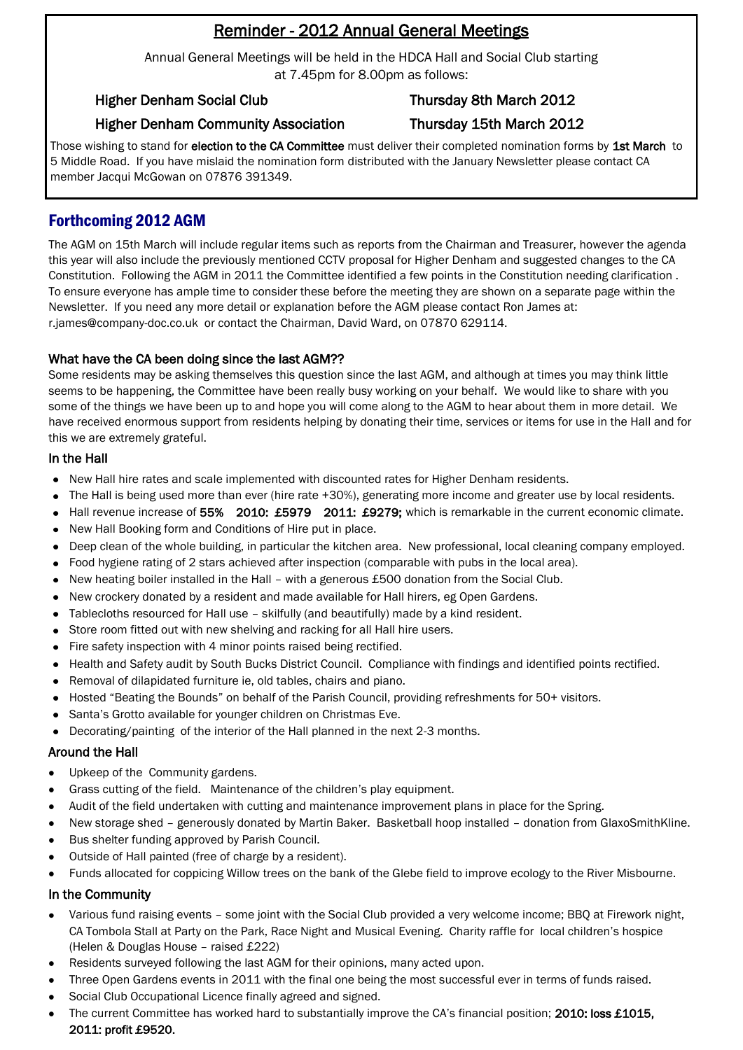## Reminder - 2012 Annual General Meetings

Annual General Meetings will be held in the HDCA Hall and Social Club starting at 7.45pm for 8.00pm as follows:

Higher Denham Social Club — Thursday 8th March 2012

Higher Denham Community Association — Thursday 15th March 2012

Those wishing to stand for **election to the CA Committee** must deliver their completed nomination forms by **1st March** to 5 Middle Road. If you have mislaid the nomination form distributed with the January Newsletter please contact CA member Jacqui McGowan on 07876 391349.

## Forthcoming 2012 AGM

The AGM on 15th March will include regular items such as reports from the Chairman and Treasurer, however the agenda this year will also include the previously mentioned CCTV proposal for Higher Denham and suggested changes to the CA Constitution. Following the AGM in 2011 the Committee identified a few points in the Constitution needing clarification . To ensure everyone has ample time to consider these before the meeting they are shown on a separate page within the Newsletter. If you need any more detail or explanation before the AGM please contact Ron James at: r.james@company-doc.co.uk or contact the Chairman, David Ward, on 07870 629114.

### What have the CA been doing since the last AGM??

Some residents may be asking themselves this question since the last AGM, and although at times you may think little seems to be happening, the Committee have been really busy working on your behalf. We would like to share with you some of the things we have been up to and hope you will come along to the AGM to hear about them in more detail. We have received enormous support from residents helping by donating their time, services or items for use in the Hall and for this we are extremely grateful.

### In the Hall

- New Hall hire rates and scale implemented with discounted rates for Higher Denham residents.
- The Hall is being used more than ever (hire rate +30%), generating more income and greater use by local residents.
- Hall revenue increase of **55% 2010: £5979 2011: £9279;** which is remarkable in the current economic climate.
- New Hall Booking form and Conditions of Hire put in place.
- Deep clean of the whole building, in particular the kitchen area. New professional, local cleaning company employed.
- Food hygiene rating of 2 stars achieved after inspection (comparable with pubs in the local area).
- New heating boiler installed in the Hall – with a generous £500 donation from the Social Club.
- New crockery donated by a resident and made available for Hall hirers, eg Open Gardens.
- Tablecloths resourced for Hall use – skilfully (and beautifully) made by a kind resident.
- Store room fitted out with new shelving and racking for all Hall hire users.
- Fire safety inspection with 4 minor points raised being rectified.
- Health and Safety audit by South Bucks District Council. Compliance with findings and identified points rectified.
- Removal of dilapidated furniture ie, old tables, chairs and piano.
- Hosted "Beating the Bounds" on behalf of the Parish Council, providing refreshments for 50+ visitors.
- Santa's Grotto available for younger children on Christmas Eve.
- Decorating/painting of the interior of the Hall planned in the next 2-3 months.

### Around the Hall

- Upkeep of the Community gardens.
- Grass cutting of the field. Maintenance of the children's play equipment.
- Audit of the field undertaken with cutting and maintenance improvement plans in place for the Spring.
- New storage shed – generously donated by Martin Baker. Basketball hoop installed – donation from GlaxoSmithKline.
- Bus shelter funding approved by Parish Council.
- Outside of Hall painted (free of charge by a resident).
- Funds allocated for coppicing Willow trees on the bank of the Glebe field to improve ecology to the River Misbourne.

### In the Community

- Various fund raising events – some joint with the Social Club provided a very welcome income; BBQ at Firework night, CA Tombola Stall at Party on the Park, Race Night and Musical Evening. Charity raffle for local children's hospice (Helen & Douglas House – raised £222)
- Residents surveyed following the last AGM for their opinions, many acted upon.
- Three Open Gardens events in 2011 with the final one being the most successful ever in terms of funds raised.
- Social Club Occupational Licence finally agreed and signed.
- The current Committee has worked hard to substantially improve the CA's financial position; **2010: loss £1015, 2011: profit £9520.**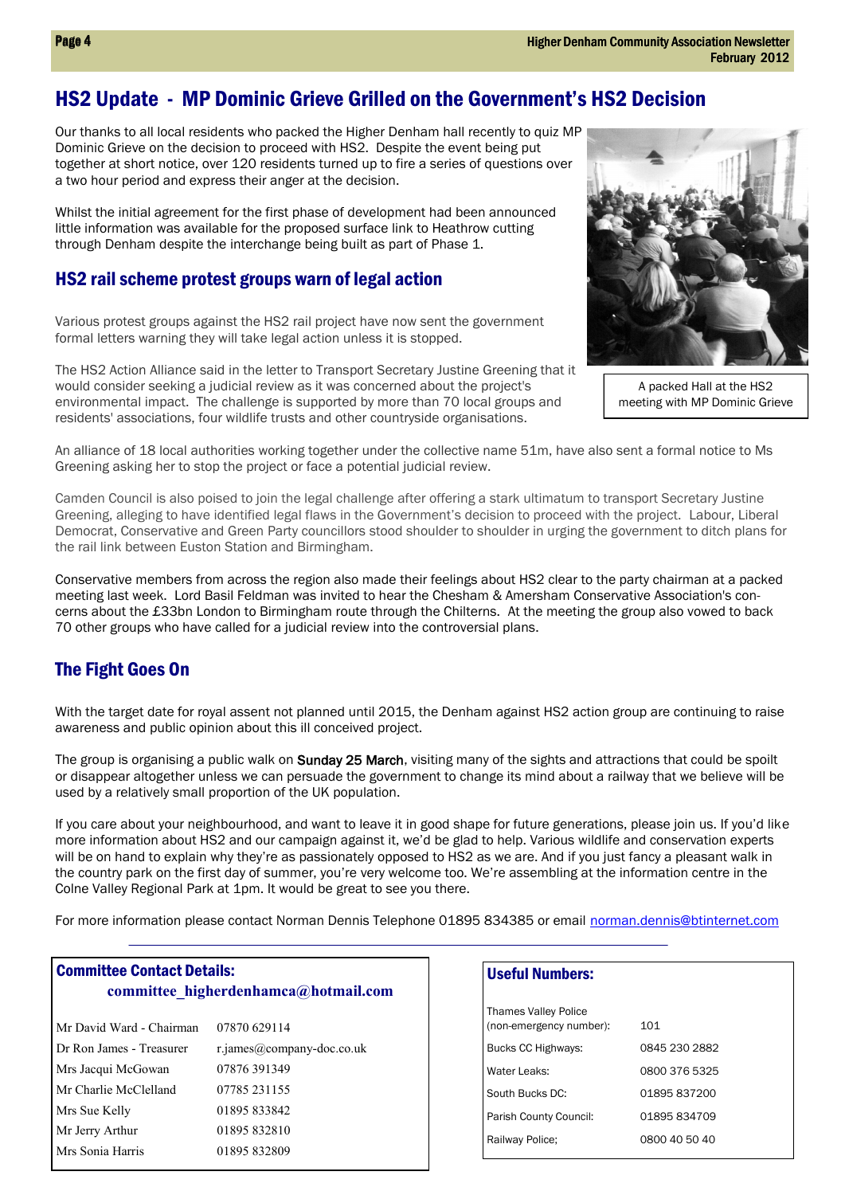## HS2 Update - MP Dominic Grieve Grilled on the Government's HS2 Decision

Our thanks to all local residents who packed the Higher Denham hall recently to quiz MP Dominic Grieve on the decision to proceed with HS2. Despite the event being put together at short notice, over 120 residents turned up to fire a series of questions over a two hour period and express their anger at the decision.

Whilst the initial agreement for the first phase of development had been announced little information was available for the proposed surface link to Heathrow cutting through Denham despite the interchange being built as part of Phase 1.

A packed Hall at the HS2 meeting with MP Dominic Grieve

### HS2 rail scheme protest groups warn of legal action

Various protest groups against the HS2 rail project have now sent the government formal letters warning they will take legal action unless it is stopped.

The HS2 Action Alliance said in the letter to Transport Secretary Justine Greening that it would consider seeking a judicial review as it was concerned about the project's environmental impact. The challenge is supported by more than 70 local groups and residents' associations, four wildlife trusts and other countryside organisations.

An alliance of 18 local authorities working together under the collective name 51m, have also sent a formal notice to Ms Greening asking her to stop the project or face a potential judicial review.

Camden Council is also poised to join the legal challenge after offering a stark ultimatum to transport Secretary Justine Greening, alleging to have identified legal flaws in the Government's decision to proceed with the project. Labour, Liberal Democrat, Conservative and Green Party councillors stood shoulder to shoulder in urging the government to ditch plans for the rail link between Euston Station and Birmingham.

Conservative members from across the region also made their feelings about HS2 clear to the party chairman at a packed meeting last week. Lord Basil Feldman was invited to hear the Chesham & Amersham Conservative Association's concerns about the £33bn London to Birmingham route through the Chilterns. At the meeting the group also vowed to back 70 other groups who have called for a judicial review into the controversial plans.

### The Fight Goes On

With the target date for royal assent not planned until 2015, the Denham against HS2 action group are continuing to raise awareness and public opinion about this ill conceived project.

The group is organising a public walk on **Sunday 25 March**, visiting many of the sights and attractions that could be spoilt or disappear altogether unless we can persuade the government to change its mind about a railway that we believe will be used by a relatively small proportion of the UK population.

If you care about your neighbourhood, and want to leave it in good shape for future generations, please join us. If you'd like more information about HS2 and our campaign against it, we'd be glad to help. Various wildlife and conservation experts will be on hand to explain why they're as passionately opposed to HS2 as we are. And if you just fancy a pleasant walk in the country park on the first day of summer, you're very welcome too. We're assembling at the information centre in the Colne Valley Regional Park at 1pm. It would be great to see you there.

For more information please contact Norman Dennis Telephone 01895 834385 or email norman.dennis@btinternet.com

---

### Committee Contact Details:

**committee_higherdenhamca@hotmail.com**

| | |
|---|---|
| Mr David Ward - Chairman | 07870 629114 |
| Dr Ron James - Treasurer | r.james@company-doc.co.uk |
| Mrs Jacqui McGowan | 07876 391349 |
| Mr Charlie McClelland | 07785 231155 |
| Mrs Sue Kelly | 01895 833842 |
| Mr Jerry Arthur | 01895 832810 |
| Mrs Sonia Harris | 01895 832809 |

### Useful Numbers:

| | |
|---|---|
| Thames Valley Police (non-emergency number): | 101 |
| Bucks CC Highways: | 0845 230 2882 |
| Water Leaks: | 0800 376 5325 |
| South Bucks DC: | 01895 837200 |
| Parish County Council: | 01895 834709 |
| Railway Police; | 0800 40 50 40 |